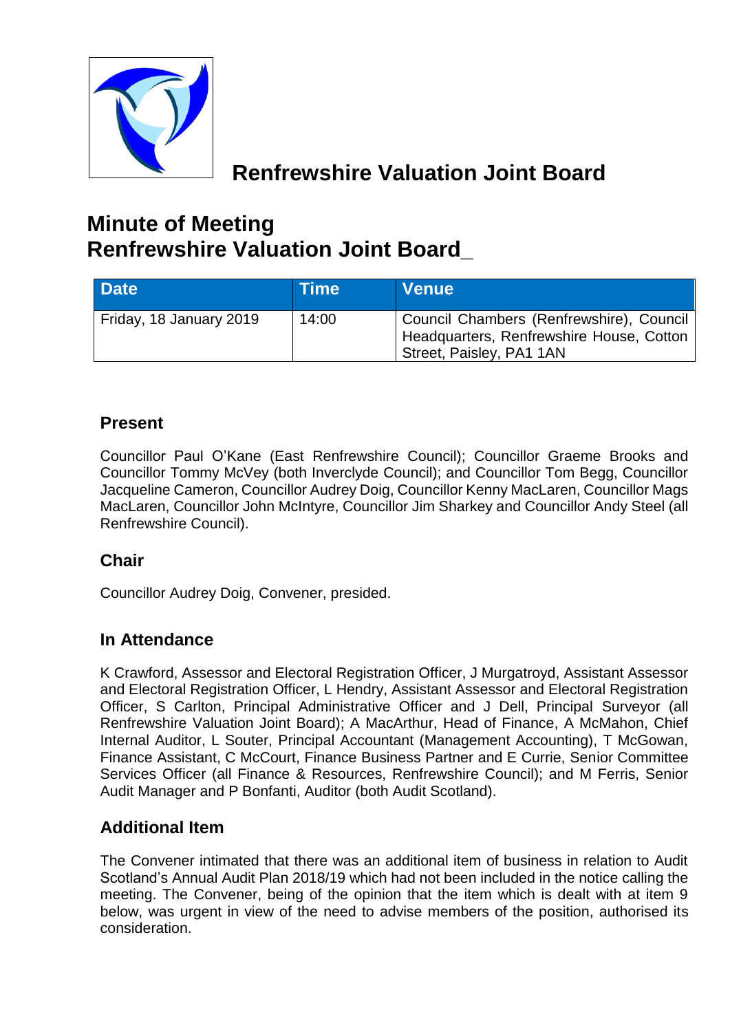# Renfrewshire Valuation Joint Board

## Minute of Meeting
## Renfrewshire Valuation Joint Board_

| Date | Time | Venue |
|---|---|---|
| Friday, 18 January 2019 | 14:00 | Council Chambers (Renfrewshire), Council Headquarters, Renfrewshire House, Cotton Street, Paisley, PA1 1AN |

### Present

Councillor Paul O'Kane (East Renfrewshire Council); Councillor Graeme Brooks and Councillor Tommy McVey (both Inverclyde Council); and Councillor Tom Begg, Councillor Jacqueline Cameron, Councillor Audrey Doig, Councillor Kenny MacLaren, Councillor Mags MacLaren, Councillor John McIntyre, Councillor Jim Sharkey and Councillor Andy Steel (all Renfrewshire Council).

### Chair

Councillor Audrey Doig, Convener, presided.

### In Attendance

K Crawford, Assessor and Electoral Registration Officer, J Murgatroyd, Assistant Assessor and Electoral Registration Officer, L Hendry, Assistant Assessor and Electoral Registration Officer, S Carlton, Principal Administrative Officer and J Dell, Principal Surveyor (all Renfrewshire Valuation Joint Board); A MacArthur, Head of Finance, A McMahon, Chief Internal Auditor, L Souter, Principal Accountant (Management Accounting), T McGowan, Finance Assistant, C McCourt, Finance Business Partner and E Currie, Senior Committee Services Officer (all Finance & Resources, Renfrewshire Council); and M Ferris, Senior Audit Manager and P Bonfanti, Auditor (both Audit Scotland).

### Additional Item

The Convener intimated that there was an additional item of business in relation to Audit Scotland's Annual Audit Plan 2018/19 which had not been included in the notice calling the meeting. The Convener, being of the opinion that the item which is dealt with at item 9 below, was urgent in view of the need to advise members of the position, authorised its consideration.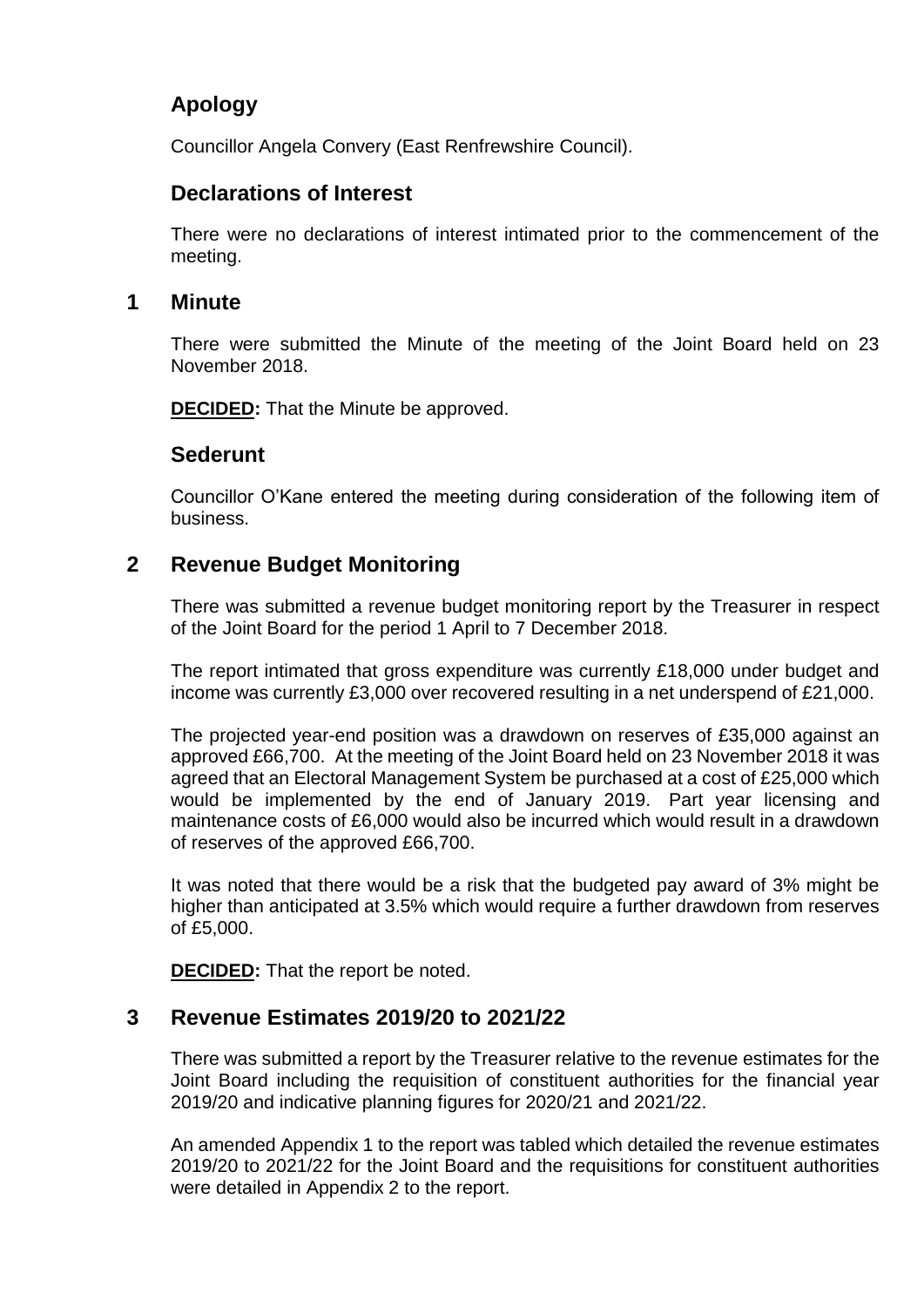## Apology

Councillor Angela Convery (East Renfrewshire Council).

## Declarations of Interest

There were no declarations of interest intimated prior to the commencement of the meeting.

## 1 Minute

There were submitted the Minute of the meeting of the Joint Board held on 23 November 2018.

**DECIDED:** That the Minute be approved.

## Sederunt

Councillor O'Kane entered the meeting during consideration of the following item of business.

## 2 Revenue Budget Monitoring

There was submitted a revenue budget monitoring report by the Treasurer in respect of the Joint Board for the period 1 April to 7 December 2018.

The report intimated that gross expenditure was currently £18,000 under budget and income was currently £3,000 over recovered resulting in a net underspend of £21,000.

The projected year-end position was a drawdown on reserves of £35,000 against an approved £66,700. At the meeting of the Joint Board held on 23 November 2018 it was agreed that an Electoral Management System be purchased at a cost of £25,000 which would be implemented by the end of January 2019. Part year licensing and maintenance costs of £6,000 would also be incurred which would result in a drawdown of reserves of the approved £66,700.

It was noted that there would be a risk that the budgeted pay award of 3% might be higher than anticipated at 3.5% which would require a further drawdown from reserves of £5,000.

**DECIDED:** That the report be noted.

## 3 Revenue Estimates 2019/20 to 2021/22

There was submitted a report by the Treasurer relative to the revenue estimates for the Joint Board including the requisition of constituent authorities for the financial year 2019/20 and indicative planning figures for 2020/21 and 2021/22.

An amended Appendix 1 to the report was tabled which detailed the revenue estimates 2019/20 to 2021/22 for the Joint Board and the requisitions for constituent authorities were detailed in Appendix 2 to the report.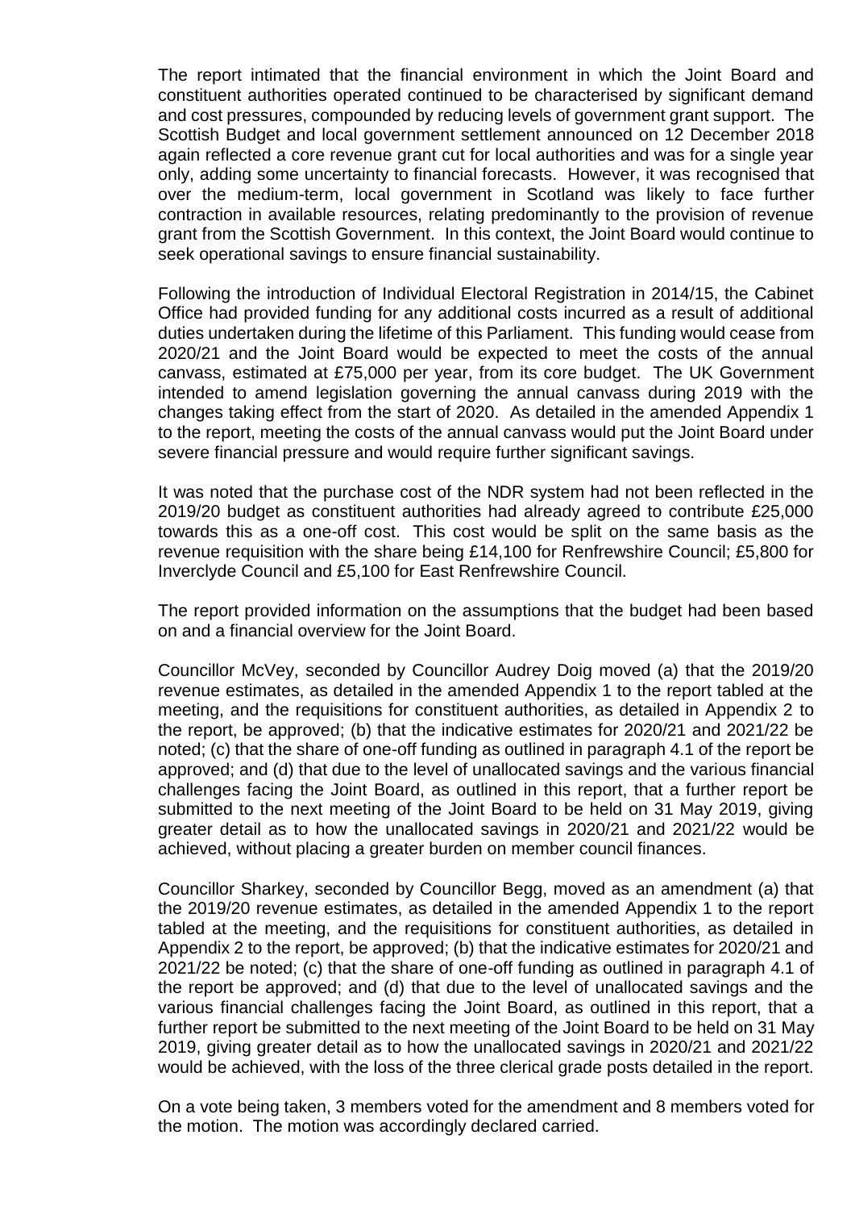The report intimated that the financial environment in which the Joint Board and constituent authorities operated continued to be characterised by significant demand and cost pressures, compounded by reducing levels of government grant support. The Scottish Budget and local government settlement announced on 12 December 2018 again reflected a core revenue grant cut for local authorities and was for a single year only, adding some uncertainty to financial forecasts. However, it was recognised that over the medium-term, local government in Scotland was likely to face further contraction in available resources, relating predominantly to the provision of revenue grant from the Scottish Government. In this context, the Joint Board would continue to seek operational savings to ensure financial sustainability.

Following the introduction of Individual Electoral Registration in 2014/15, the Cabinet Office had provided funding for any additional costs incurred as a result of additional duties undertaken during the lifetime of this Parliament. This funding would cease from 2020/21 and the Joint Board would be expected to meet the costs of the annual canvass, estimated at £75,000 per year, from its core budget. The UK Government intended to amend legislation governing the annual canvass during 2019 with the changes taking effect from the start of 2020. As detailed in the amended Appendix 1 to the report, meeting the costs of the annual canvass would put the Joint Board under severe financial pressure and would require further significant savings.

It was noted that the purchase cost of the NDR system had not been reflected in the 2019/20 budget as constituent authorities had already agreed to contribute £25,000 towards this as a one-off cost. This cost would be split on the same basis as the revenue requisition with the share being £14,100 for Renfrewshire Council; £5,800 for Inverclyde Council and £5,100 for East Renfrewshire Council.

The report provided information on the assumptions that the budget had been based on and a financial overview for the Joint Board.

Councillor McVey, seconded by Councillor Audrey Doig moved (a) that the 2019/20 revenue estimates, as detailed in the amended Appendix 1 to the report tabled at the meeting, and the requisitions for constituent authorities, as detailed in Appendix 2 to the report, be approved; (b) that the indicative estimates for 2020/21 and 2021/22 be noted; (c) that the share of one-off funding as outlined in paragraph 4.1 of the report be approved; and (d) that due to the level of unallocated savings and the various financial challenges facing the Joint Board, as outlined in this report, that a further report be submitted to the next meeting of the Joint Board to be held on 31 May 2019, giving greater detail as to how the unallocated savings in 2020/21 and 2021/22 would be achieved, without placing a greater burden on member council finances.

Councillor Sharkey, seconded by Councillor Begg, moved as an amendment (a) that the 2019/20 revenue estimates, as detailed in the amended Appendix 1 to the report tabled at the meeting, and the requisitions for constituent authorities, as detailed in Appendix 2 to the report, be approved; (b) that the indicative estimates for 2020/21 and 2021/22 be noted; (c) that the share of one-off funding as outlined in paragraph 4.1 of the report be approved; and (d) that due to the level of unallocated savings and the various financial challenges facing the Joint Board, as outlined in this report, that a further report be submitted to the next meeting of the Joint Board to be held on 31 May 2019, giving greater detail as to how the unallocated savings in 2020/21 and 2021/22 would be achieved, with the loss of the three clerical grade posts detailed in the report.

On a vote being taken, 3 members voted for the amendment and 8 members voted for the motion. The motion was accordingly declared carried.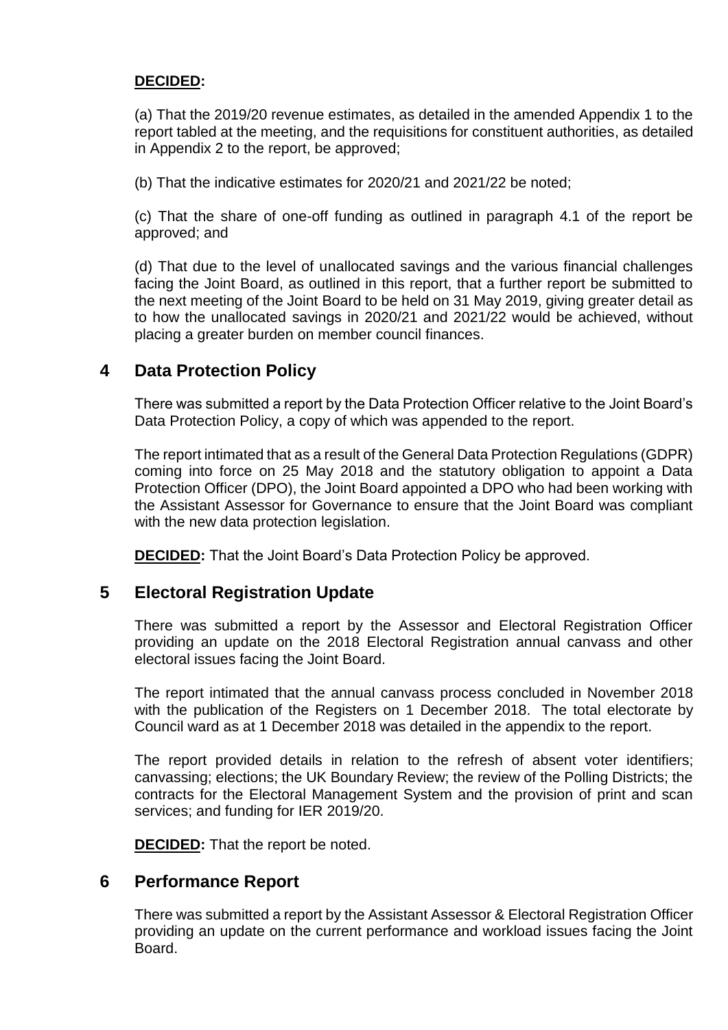**DECIDED:**

(a) That the 2019/20 revenue estimates, as detailed in the amended Appendix 1 to the report tabled at the meeting, and the requisitions for constituent authorities, as detailed in Appendix 2 to the report, be approved;

(b) That the indicative estimates for 2020/21 and 2021/22 be noted;

(c) That the share of one-off funding as outlined in paragraph 4.1 of the report be approved; and

(d) That due to the level of unallocated savings and the various financial challenges facing the Joint Board, as outlined in this report, that a further report be submitted to the next meeting of the Joint Board to be held on 31 May 2019, giving greater detail as to how the unallocated savings in 2020/21 and 2021/22 would be achieved, without placing a greater burden on member council finances.

## 4 Data Protection Policy

There was submitted a report by the Data Protection Officer relative to the Joint Board's Data Protection Policy, a copy of which was appended to the report.

The report intimated that as a result of the General Data Protection Regulations (GDPR) coming into force on 25 May 2018 and the statutory obligation to appoint a Data Protection Officer (DPO), the Joint Board appointed a DPO who had been working with the Assistant Assessor for Governance to ensure that the Joint Board was compliant with the new data protection legislation.

**DECIDED:** That the Joint Board's Data Protection Policy be approved.

## 5 Electoral Registration Update

There was submitted a report by the Assessor and Electoral Registration Officer providing an update on the 2018 Electoral Registration annual canvass and other electoral issues facing the Joint Board.

The report intimated that the annual canvass process concluded in November 2018 with the publication of the Registers on 1 December 2018. The total electorate by Council ward as at 1 December 2018 was detailed in the appendix to the report.

The report provided details in relation to the refresh of absent voter identifiers; canvassing; elections; the UK Boundary Review; the review of the Polling Districts; the contracts for the Electoral Management System and the provision of print and scan services; and funding for IER 2019/20.

**DECIDED:** That the report be noted.

## 6 Performance Report

There was submitted a report by the Assistant Assessor & Electoral Registration Officer providing an update on the current performance and workload issues facing the Joint Board.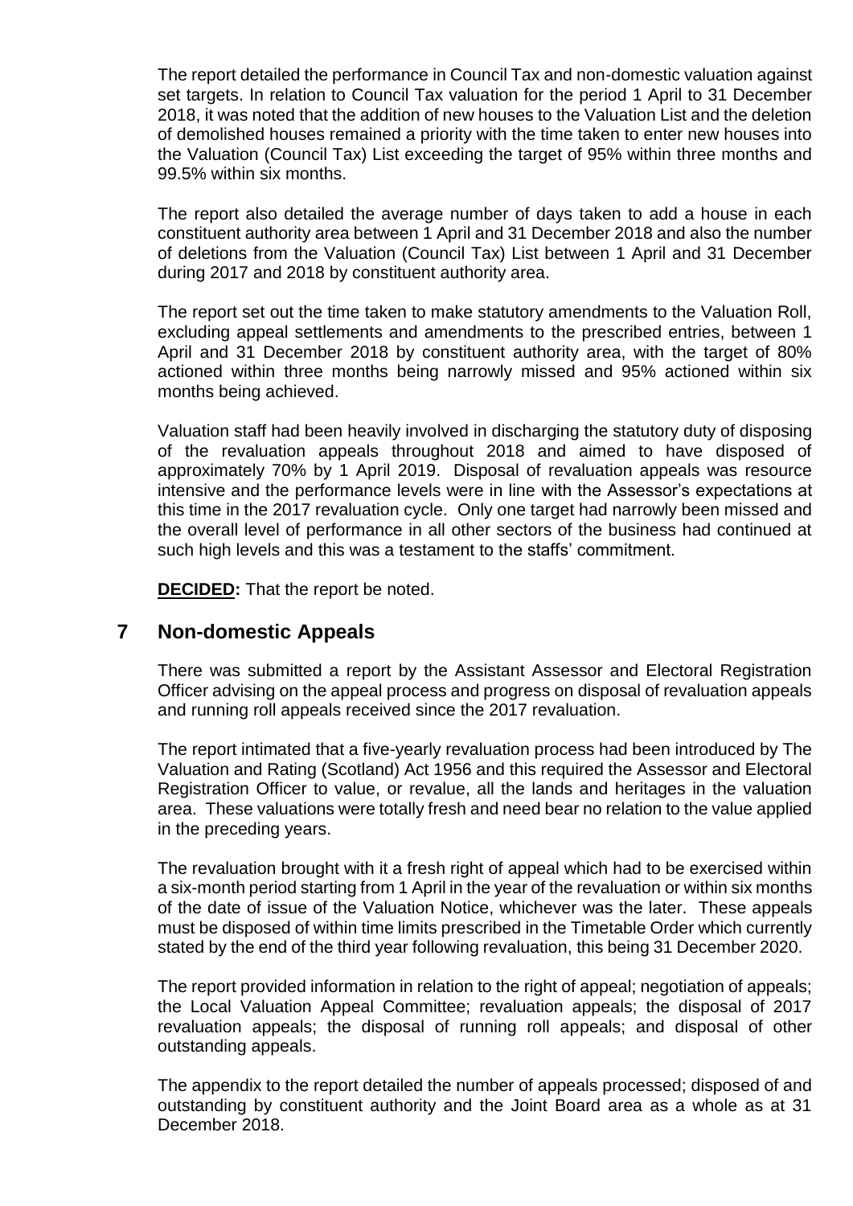The report detailed the performance in Council Tax and non-domestic valuation against set targets. In relation to Council Tax valuation for the period 1 April to 31 December 2018, it was noted that the addition of new houses to the Valuation List and the deletion of demolished houses remained a priority with the time taken to enter new houses into the Valuation (Council Tax) List exceeding the target of 95% within three months and 99.5% within six months.

The report also detailed the average number of days taken to add a house in each constituent authority area between 1 April and 31 December 2018 and also the number of deletions from the Valuation (Council Tax) List between 1 April and 31 December during 2017 and 2018 by constituent authority area.

The report set out the time taken to make statutory amendments to the Valuation Roll, excluding appeal settlements and amendments to the prescribed entries, between 1 April and 31 December 2018 by constituent authority area, with the target of 80% actioned within three months being narrowly missed and 95% actioned within six months being achieved.

Valuation staff had been heavily involved in discharging the statutory duty of disposing of the revaluation appeals throughout 2018 and aimed to have disposed of approximately 70% by 1 April 2019. Disposal of revaluation appeals was resource intensive and the performance levels were in line with the Assessor's expectations at this time in the 2017 revaluation cycle. Only one target had narrowly been missed and the overall level of performance in all other sectors of the business had continued at such high levels and this was a testament to the staffs' commitment.

**DECIDED:** That the report be noted.

## 7 Non-domestic Appeals

There was submitted a report by the Assistant Assessor and Electoral Registration Officer advising on the appeal process and progress on disposal of revaluation appeals and running roll appeals received since the 2017 revaluation.

The report intimated that a five-yearly revaluation process had been introduced by The Valuation and Rating (Scotland) Act 1956 and this required the Assessor and Electoral Registration Officer to value, or revalue, all the lands and heritages in the valuation area. These valuations were totally fresh and need bear no relation to the value applied in the preceding years.

The revaluation brought with it a fresh right of appeal which had to be exercised within a six-month period starting from 1 April in the year of the revaluation or within six months of the date of issue of the Valuation Notice, whichever was the later. These appeals must be disposed of within time limits prescribed in the Timetable Order which currently stated by the end of the third year following revaluation, this being 31 December 2020.

The report provided information in relation to the right of appeal; negotiation of appeals; the Local Valuation Appeal Committee; revaluation appeals; the disposal of 2017 revaluation appeals; the disposal of running roll appeals; and disposal of other outstanding appeals.

The appendix to the report detailed the number of appeals processed; disposed of and outstanding by constituent authority and the Joint Board area as a whole as at 31 December 2018.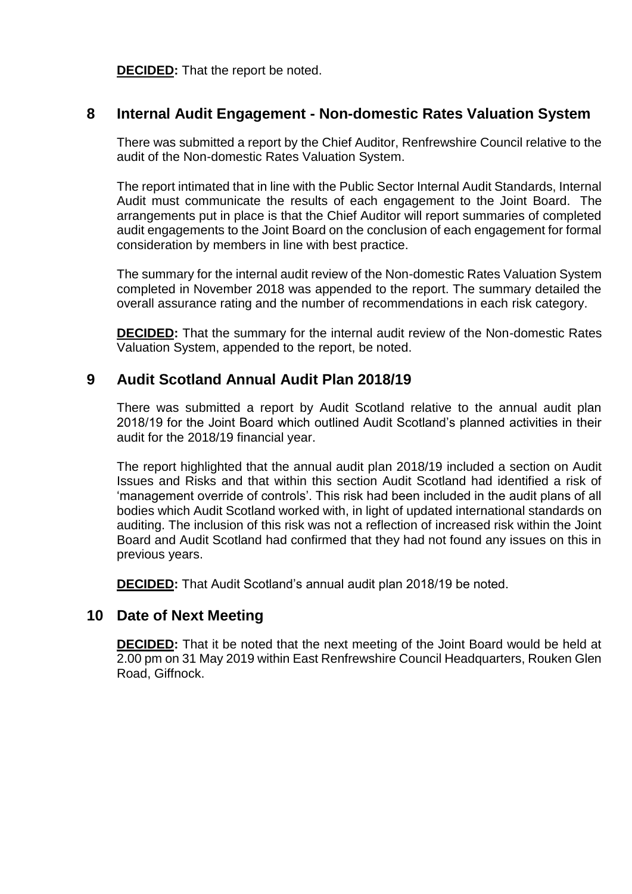**DECIDED:** That the report be noted.

## 8 Internal Audit Engagement - Non-domestic Rates Valuation System

There was submitted a report by the Chief Auditor, Renfrewshire Council relative to the audit of the Non-domestic Rates Valuation System.

The report intimated that in line with the Public Sector Internal Audit Standards, Internal Audit must communicate the results of each engagement to the Joint Board. The arrangements put in place is that the Chief Auditor will report summaries of completed audit engagements to the Joint Board on the conclusion of each engagement for formal consideration by members in line with best practice.

The summary for the internal audit review of the Non-domestic Rates Valuation System completed in November 2018 was appended to the report. The summary detailed the overall assurance rating and the number of recommendations in each risk category.

**DECIDED:** That the summary for the internal audit review of the Non-domestic Rates Valuation System, appended to the report, be noted.

## 9 Audit Scotland Annual Audit Plan 2018/19

There was submitted a report by Audit Scotland relative to the annual audit plan 2018/19 for the Joint Board which outlined Audit Scotland's planned activities in their audit for the 2018/19 financial year.

The report highlighted that the annual audit plan 2018/19 included a section on Audit Issues and Risks and that within this section Audit Scotland had identified a risk of 'management override of controls'. This risk had been included in the audit plans of all bodies which Audit Scotland worked with, in light of updated international standards on auditing. The inclusion of this risk was not a reflection of increased risk within the Joint Board and Audit Scotland had confirmed that they had not found any issues on this in previous years.

**DECIDED:** That Audit Scotland's annual audit plan 2018/19 be noted.

## 10 Date of Next Meeting

**DECIDED:** That it be noted that the next meeting of the Joint Board would be held at 2.00 pm on 31 May 2019 within East Renfrewshire Council Headquarters, Rouken Glen Road, Giffnock.